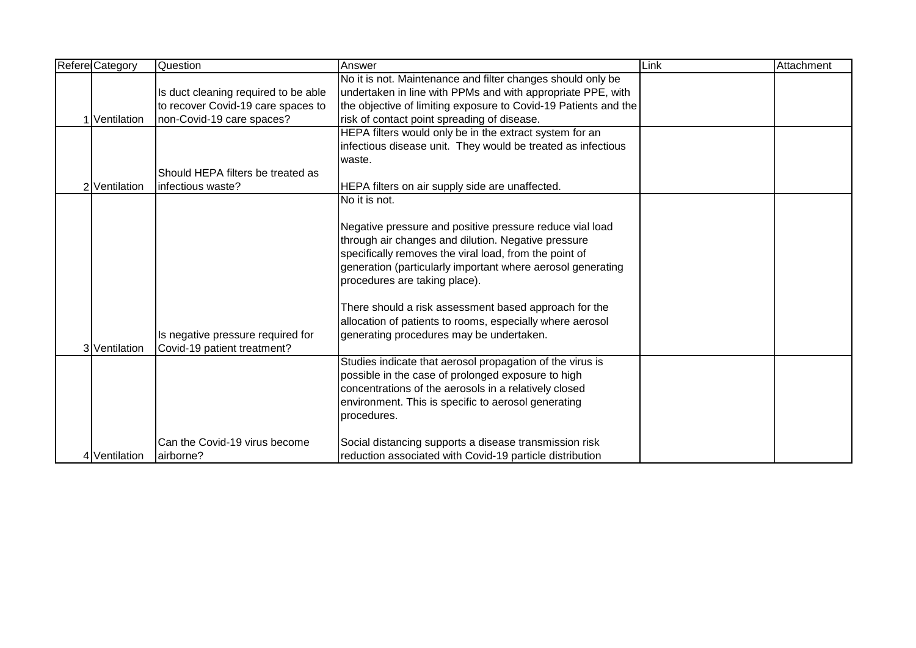| Refere | Category | Question | Answer | Link | Attachment |
|---|---|---|---|---|---|
| 1 | Ventilation | Is duct cleaning required to be able to recover Covid-19 care spaces to non-Covid-19 care spaces? | No it is not. Maintenance and filter changes should only be undertaken in line with PPMs and with appropriate PPE, with the objective of limiting exposure to Covid-19 Patients and the risk of contact point spreading of disease. | | |
| 2 | Ventilation | Should HEPA filters be treated as infectious waste? | HEPA filters would only be in the extract system for an infectious disease unit. They would be treated as infectious waste.<br><br>HEPA filters on air supply side are unaffected. | | |
| 3 | Ventilation | Is negative pressure required for Covid-19 patient treatment? | No it is not.<br><br>Negative pressure and positive pressure reduce vial load through air changes and dilution. Negative pressure specifically removes the viral load, from the point of generation (particularly important where aerosol generating procedures are taking place).<br><br>There should a risk assessment based approach for the allocation of patients to rooms, especially where aerosol generating procedures may be undertaken. | | |
| 4 | Ventilation | Can the Covid-19 virus become airborne? | Studies indicate that aerosol propagation of the virus is possible in the case of prolonged exposure to high concentrations of the aerosols in a relatively closed environment. This is specific to aerosol generating procedures.<br><br>Social distancing supports a disease transmission risk reduction associated with Covid-19 particle distribution | | |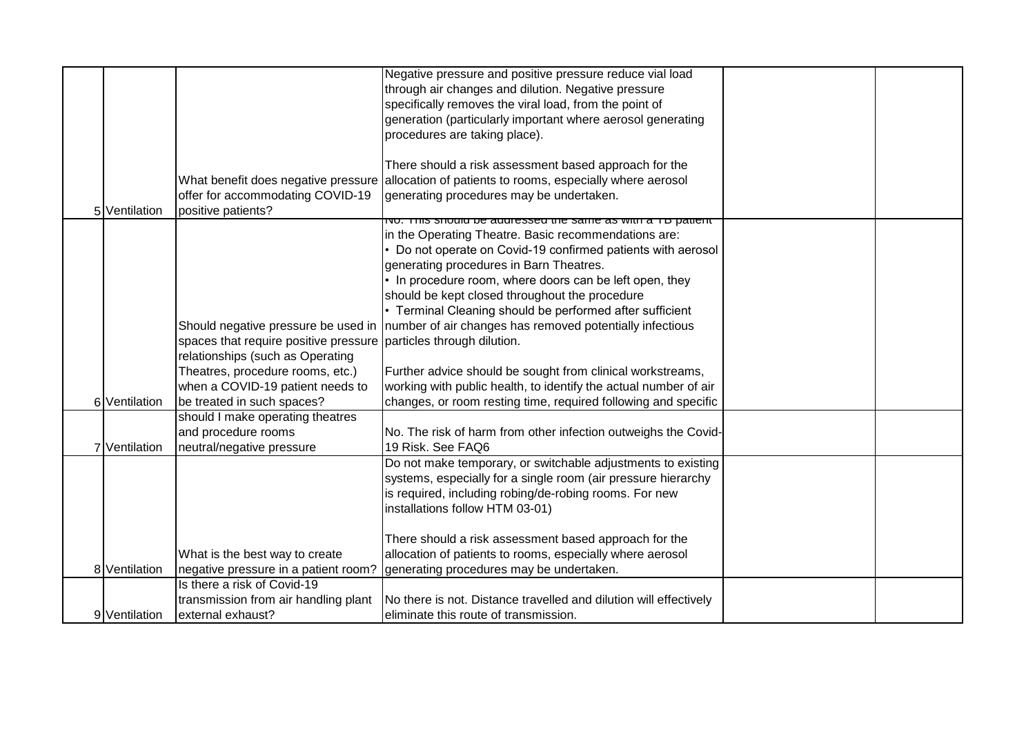| | | | | | |
|---|---|---|---|---|---|
| 5 | Ventilation | What benefit does negative pressure offer for accommodating COVID-19 positive patients? | Negative pressure and positive pressure reduce vial load through air changes and dilution. Negative pressure specifically removes the viral load, from the point of generation (particularly important where aerosol generating procedures are taking place).<br><br>There should a risk assessment based approach for the allocation of patients to rooms, especially where aerosol generating procedures may be undertaken. | | |
| 6 | Ventilation | Should negative pressure be used in spaces that require positive pressure relationships (such as Operating Theatres, procedure rooms, etc.) when a COVID-19 patient needs to be treated in such spaces? | No. This should be addressed the same as with a TB patient in the Operating Theatre. Basic recommendations are:<br>• Do not operate on Covid-19 confirmed patients with aerosol generating procedures in Barn Theatres.<br>• In procedure room, where doors can be left open, they should be kept closed throughout the procedure<br>• Terminal Cleaning should be performed after sufficient number of air changes has removed potentially infectious particles through dilution.<br><br>Further advice should be sought from clinical workstreams, working with public health, to identify the actual number of air changes, or room resting time, required following and specific | | |
| 7 | Ventilation | should I make operating theatres and procedure rooms neutral/negative pressure | No. The risk of harm from other infection outweighs the Covid-19 Risk. See FAQ6 | | |
| 8 | Ventilation | What is the best way to create negative pressure in a patient room? | Do not make temporary, or switchable adjustments to existing systems, especially for a single room (air pressure hierarchy is required, including robing/de-robing rooms. For new installations follow HTM 03-01)<br><br>There should a risk assessment based approach for the allocation of patients to rooms, especially where aerosol generating procedures may be undertaken. | | |
| 9 | Ventilation | Is there a risk of Covid-19 transmission from air handling plant external exhaust? | No there is not. Distance travelled and dilution will effectively eliminate this route of transmission. | | |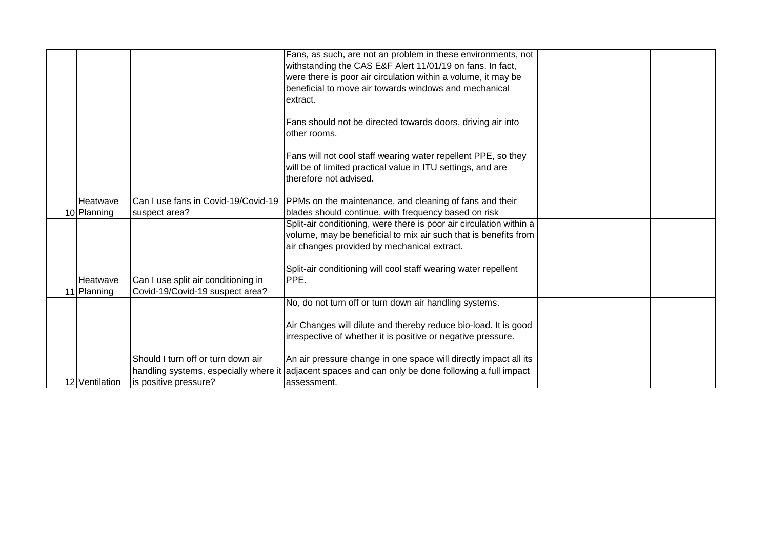| | | | | | |
|---|---|---|---|---|---|
| 10 | Heatwave Planning | Can I use fans in Covid-19/Covid-19 suspect area? | Fans, as such, are not an problem in these environments, not withstanding the CAS E&F Alert 11/01/19 on fans. In fact, were there is poor air circulation within a volume, it may be beneficial to move air towards windows and mechanical extract.<br><br>Fans should not be directed towards doors, driving air into other rooms.<br><br>Fans will not cool staff wearing water repellent PPE, so they will be of limited practical value in ITU settings, and are therefore not advised.<br><br>PPMs on the maintenance, and cleaning of fans and their blades should continue, with frequency based on risk | | |
| 11 | Heatwave Planning | Can I use split air conditioning in Covid-19/Covid-19 suspect area? | Split-air conditioning, were there is poor air circulation within a volume, may be beneficial to mix air such that is benefits from air changes provided by mechanical extract.<br><br>Split-air conditioning will cool staff wearing water repellent PPE. | | |
| 12 | Ventilation | Should I turn off or turn down air handling systems, especially where it is positive pressure? | No, do not turn off or turn down air handling systems.<br><br>Air Changes will dilute and thereby reduce bio-load. It is good irrespective of whether it is positive or negative pressure.<br><br>An air pressure change in one space will directly impact all its adjacent spaces and can only be done following a full impact assessment. | | |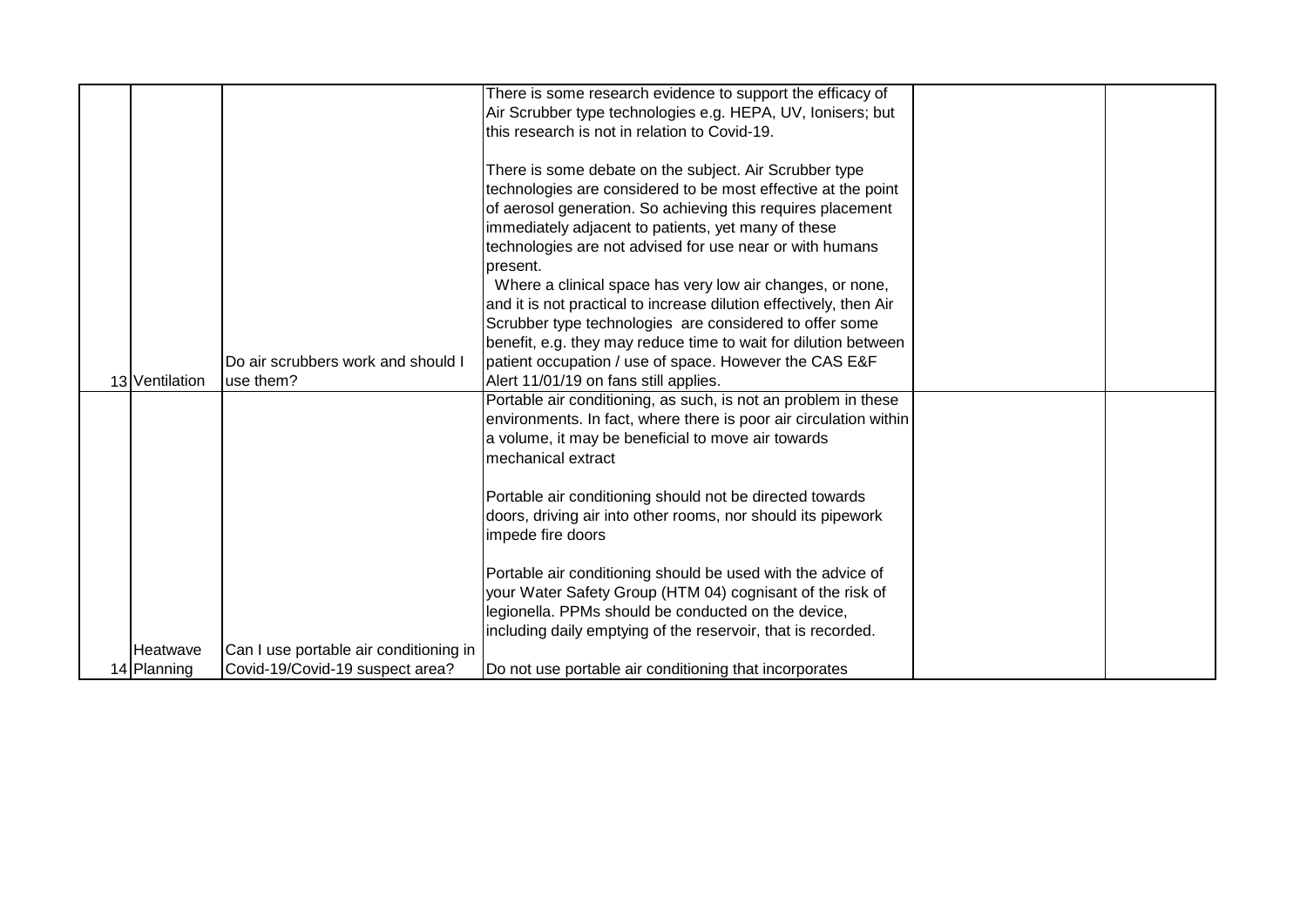| | | | | | |
|---|---|---|---|---|---|
| 13 | Ventilation | Do air scrubbers work and should I use them? | There is some research evidence to support the efficacy of Air Scrubber type technologies e.g. HEPA, UV, Ionisers; but this research is not in relation to Covid-19.<br><br>There is some debate on the subject. Air Scrubber type technologies are considered to be most effective at the point of aerosol generation. So achieving this requires placement immediately adjacent to patients, yet many of these technologies are not advised for use near or with humans present.<br>Where a clinical space has very low air changes, or none, and it is not practical to increase dilution effectively, then Air Scrubber type technologies are considered to offer some benefit, e.g. they may reduce time to wait for dilution between patient occupation / use of space. However the CAS E&F Alert 11/01/19 on fans still applies. | | |
| 14 | Heatwave Planning | Can I use portable air conditioning in Covid-19/Covid-19 suspect area? | Portable air conditioning, as such, is not an problem in these environments. In fact, where there is poor air circulation within a volume, it may be beneficial to move air towards mechanical extract<br><br>Portable air conditioning should not be directed towards doors, driving air into other rooms, nor should its pipework impede fire doors<br><br>Portable air conditioning should be used with the advice of your Water Safety Group (HTM 04) cognisant of the risk of legionella. PPMs should be conducted on the device, including daily emptying of the reservoir, that is recorded.<br><br>Do not use portable air conditioning that incorporates | | |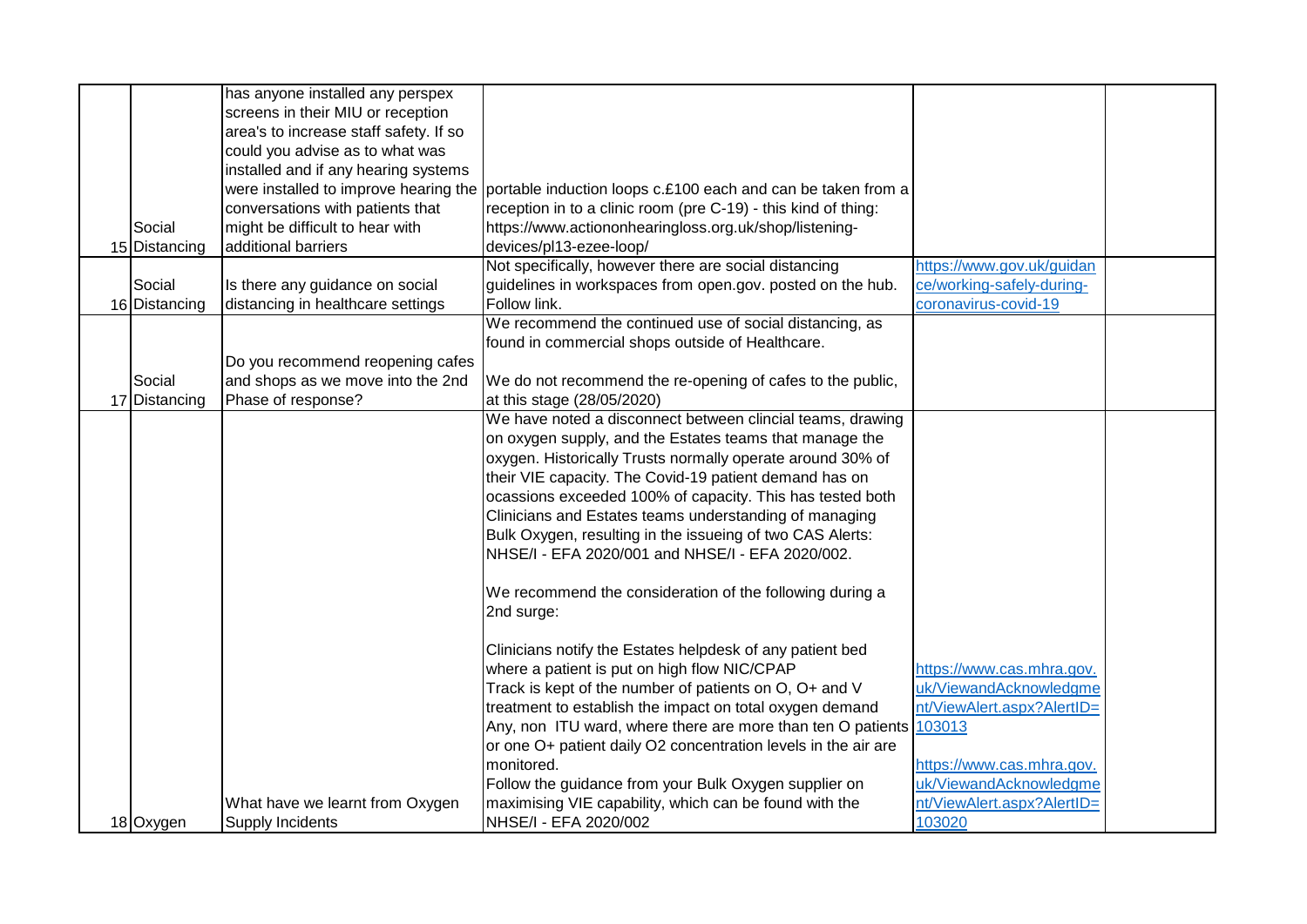| | | | | | |
|---|---|---|---|---|---|
| 15 | Social Distancing | has anyone installed any perspex screens in their MIU or reception area's to increase staff safety. If so could you advise as to what was installed and if any hearing systems were installed to improve hearing the conversations with patients that might be difficult to hear with additional barriers | portable induction loops c.£100 each and can be taken from a reception in to a clinic room (pre C-19) - this kind of thing: https://www.actiononhearingloss.org.uk/shop/listening-devices/pl13-ezee-loop/ | | |
| 16 | Social Distancing | Is there any guidance on social distancing in healthcare settings | Not specifically, however there are social distancing guidelines in workspaces from open.gov. posted on the hub. Follow link. | https://www.gov.uk/guidance/working-safely-during-coronavirus-covid-19 | |
| 17 | Social Distancing | Do you recommend reopening cafes and shops as we move into the 2nd Phase of response? | We recommend the continued use of social distancing, as found in commercial shops outside of Healthcare.<br><br>We do not recommend the re-opening of cafes to the public, at this stage (28/05/2020) | | |
| 18 | Oxygen | What have we learnt from Oxygen Supply Incidents | We have noted a disconnect between clincial teams, drawing on oxygen supply, and the Estates teams that manage the oxygen. Historically Trusts normally operate around 30% of their VIE capacity. The Covid-19 patient demand has on ocassions exceeded 100% of capacity. This has tested both Clinicians and Estates teams understanding of managing Bulk Oxygen, resulting in the issueing of two CAS Alerts: NHSE/I - EFA 2020/001 and NHSE/I - EFA 2020/002.<br><br>We recommend the consideration of the following during a 2nd surge:<br><br>Clinicians notify the Estates helpdesk of any patient bed where a patient is put on high flow NIC/CPAP<br>Track is kept of the number of patients on O, O+ and V treatment to establish the impact on total oxygen demand<br>Any, non ITU ward, where there are more than ten O patients or one O+ patient daily O2 concentration levels in the air are monitored.<br>Follow the guidance from your Bulk Oxygen supplier on maximising VIE capability, which can be found with the NHSE/I - EFA 2020/002 | https://www.cas.mhra.gov.uk/ViewandAcknowledgment/ViewAlert.aspx?AlertID=103013<br><br>https://www.cas.mhra.gov.uk/ViewandAcknowledgment/ViewAlert.aspx?AlertID=103020 | |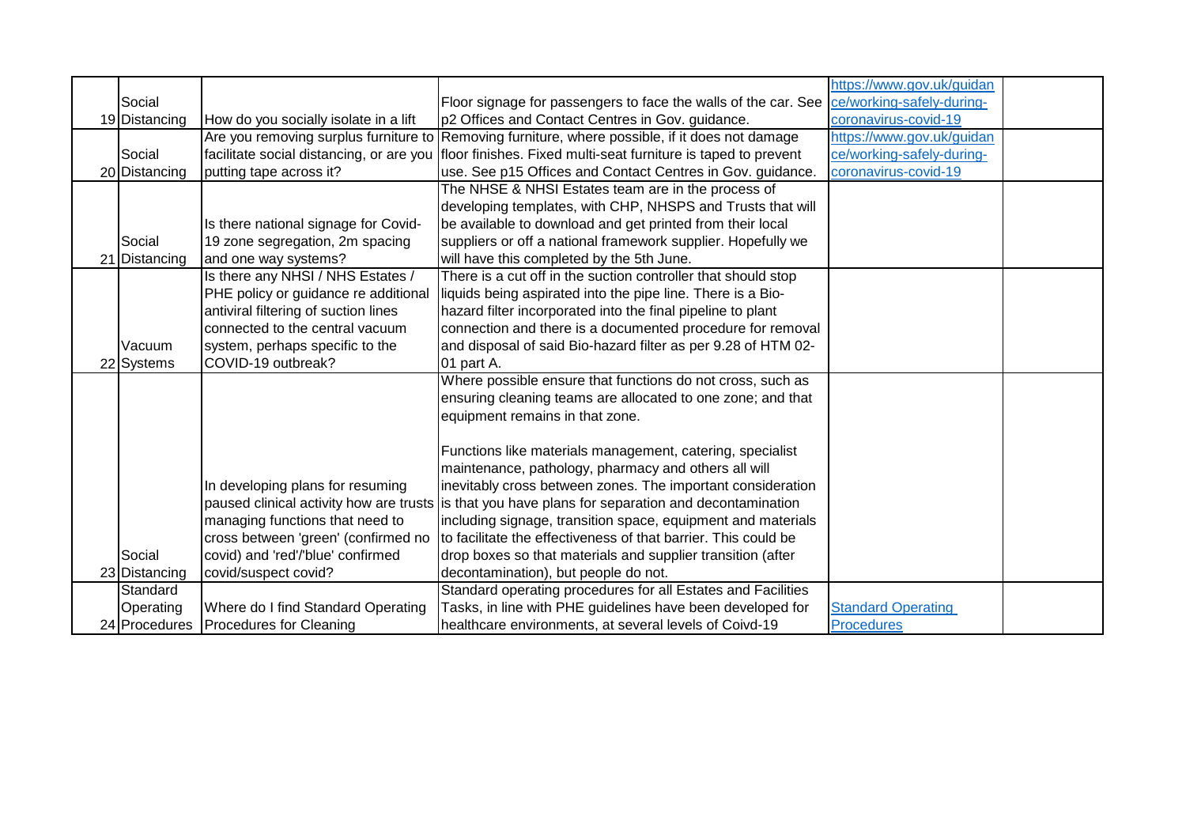| | | | | | |
|---|---|---|---|---|---|
| 19 | Social Distancing | How do you socially isolate in a lift | Floor signage for passengers to face the walls of the car. See p2 Offices and Contact Centres in Gov. guidance. | https://www.gov.uk/guidance/working-safely-during-coronavirus-covid-19 | |
| 20 | Social Distancing | Are you removing surplus furniture to facilitate social distancing, or are you putting tape across it? | Removing furniture, where possible, if it does not damage floor finishes. Fixed multi-seat furniture is taped to prevent use. See p15 Offices and Contact Centres in Gov. guidance. | https://www.gov.uk/guidance/working-safely-during-coronavirus-covid-19 | |
| 21 | Social Distancing | Is there national signage for Covid-19 zone segregation, 2m spacing and one way systems? | The NHSE & NHSI Estates team are in the process of developing templates, with CHP, NHSPS and Trusts that will be available to download and get printed from their local suppliers or off a national framework supplier. Hopefully we will have this completed by the 5th June. | | |
| 22 | Vacuum Systems | Is there any NHSI / NHS Estates / PHE policy or guidance re additional antiviral filtering of suction lines connected to the central vacuum system, perhaps specific to the COVID-19 outbreak? | There is a cut off in the suction controller that should stop liquids being aspirated into the pipe line. There is a Bio-hazard filter incorporated into the final pipeline to plant connection and there is a documented procedure for removal and disposal of said Bio-hazard filter as per 9.28 of HTM 02-01 part A. | | |
| 23 | Social Distancing | In developing plans for resuming paused clinical activity how are trusts managing functions that need to cross between 'green' (confirmed no covid) and 'red'/'blue' confirmed covid/suspect covid? | Where possible ensure that functions do not cross, such as ensuring cleaning teams are allocated to one zone; and that equipment remains in that zone.<br><br>Functions like materials management, catering, specialist maintenance, pathology, pharmacy and others all will inevitably cross between zones. The important consideration is that you have plans for separation and decontamination including signage, transition space, equipment and materials to facilitate the effectiveness of that barrier. This could be drop boxes so that materials and supplier transition (after decontamination), but people do not. | | |
| 24 | Standard Operating Procedures | Where do I find Standard Operating Procedures for Cleaning | Standard operating procedures for all Estates and Facilities Tasks, in line with PHE guidelines have been developed for healthcare environments, at several levels of Coivd-19 | Standard Operating Procedures | |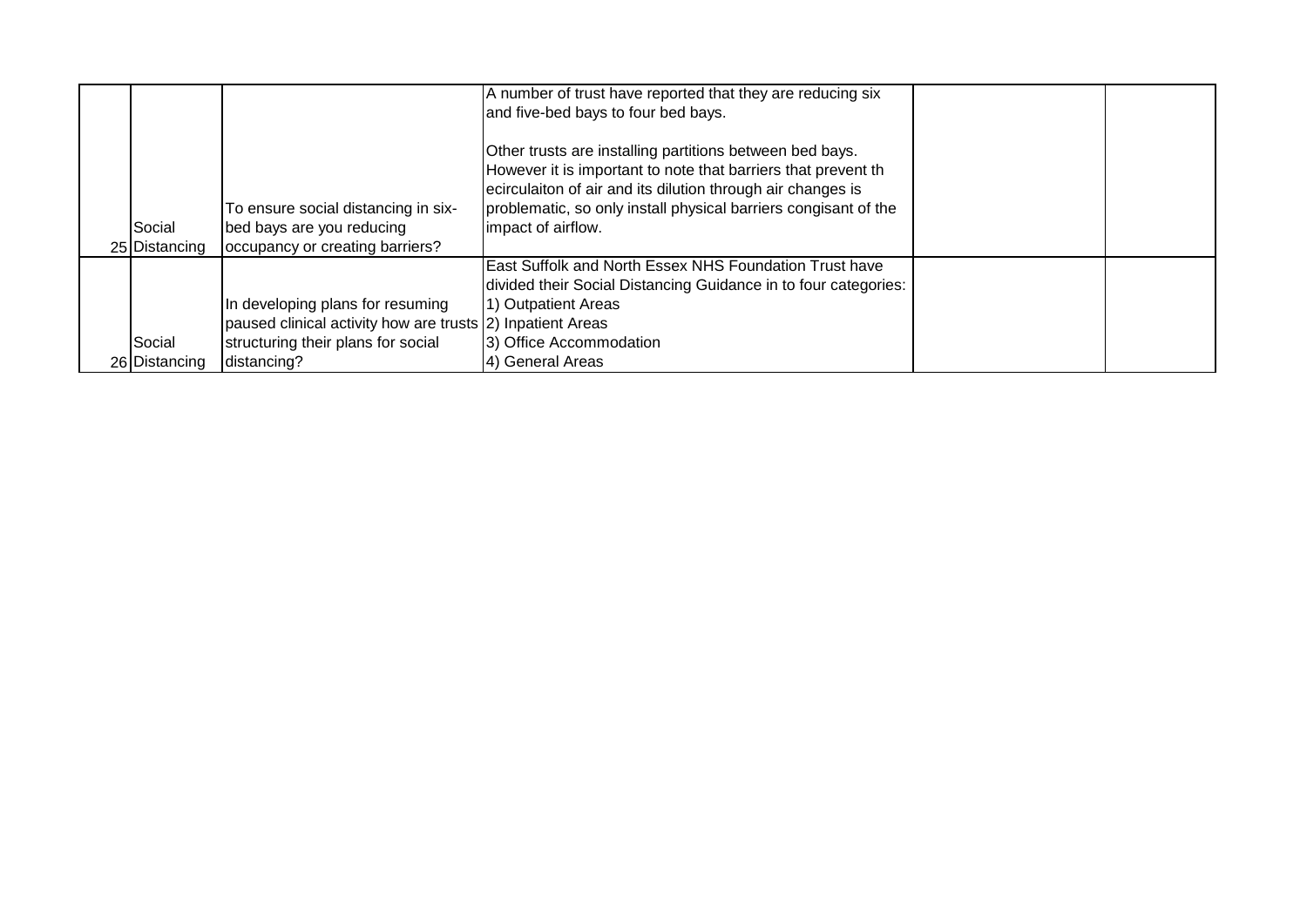| | | | | | |
|---|---|---|---|---|---|
| 25 | Social Distancing | To ensure social distancing in six-bed bays are you reducing occupancy or creating barriers? | A number of trust have reported that they are reducing six and five-bed bays to four bed bays.<br><br>Other trusts are installing partitions between bed bays. However it is important to note that barriers that prevent th ecirculaiton of air and its dilution through air changes is problematic, so only install physical barriers congisant of the impact of airflow. | | |
| 26 | Social Distancing | In developing plans for resuming paused clinical activity how are trusts structuring their plans for social distancing? | East Suffolk and North Essex NHS Foundation Trust have divided their Social Distancing Guidance in to four categories:<br>1) Outpatient Areas<br>2) Inpatient Areas<br>3) Office Accommodation<br>4) General Areas | | |